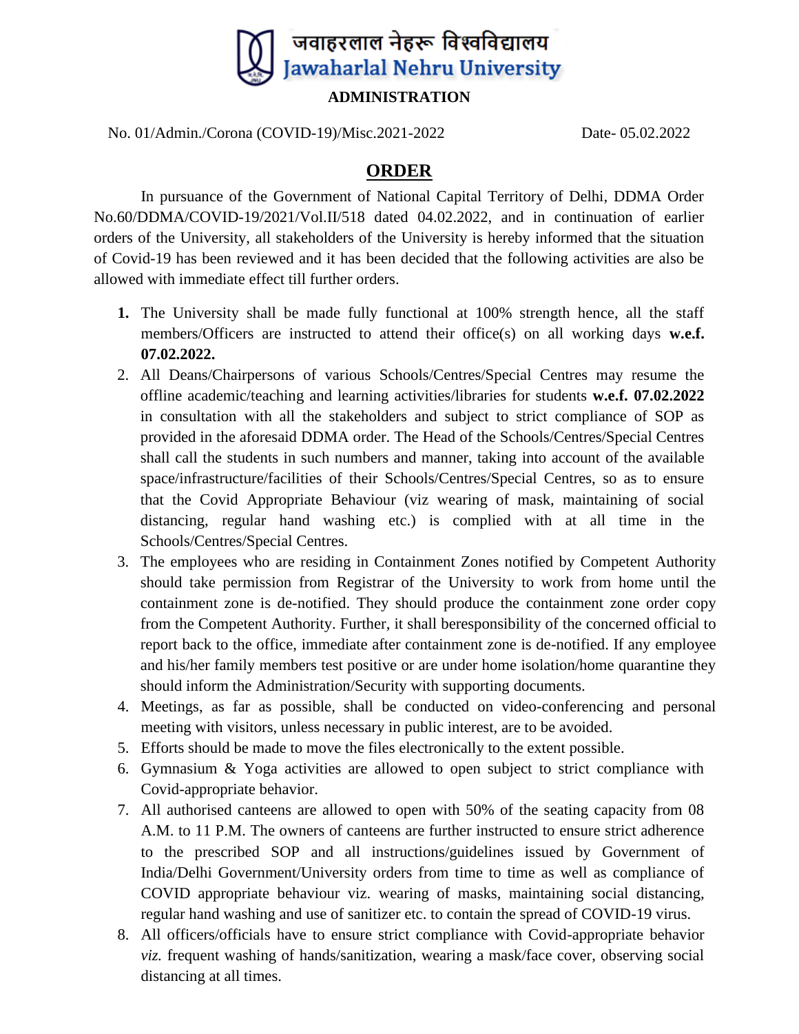# जवाहरलाल नेहरू विश्वविद्यालय
# Jawaharlal Nehru University

**ADMINISTRATION**

No. 01/Admin./Corona (COVID-19)/Misc.2021-2022 Date- 05.02.2022

## ORDER

In pursuance of the Government of National Capital Territory of Delhi, DDMA Order No.60/DDMA/COVID-19/2021/Vol.II/518 dated 04.02.2022, and in continuation of earlier orders of the University, all stakeholders of the University is hereby informed that the situation of Covid-19 has been reviewed and it has been decided that the following activities are also be allowed with immediate effect till further orders.

1. The University shall be made fully functional at 100% strength hence, all the staff members/Officers are instructed to attend their office(s) on all working days **w.e.f. 07.02.2022.**
2. All Deans/Chairpersons of various Schools/Centres/Special Centres may resume the offline academic/teaching and learning activities/libraries for students **w.e.f. 07.02.2022** in consultation with all the stakeholders and subject to strict compliance of SOP as provided in the aforesaid DDMA order. The Head of the Schools/Centres/Special Centres shall call the students in such numbers and manner, taking into account of the available space/infrastructure/facilities of their Schools/Centres/Special Centres, so as to ensure that the Covid Appropriate Behaviour (viz wearing of mask, maintaining of social distancing, regular hand washing etc.) is complied with at all time in the Schools/Centres/Special Centres.
3. The employees who are residing in Containment Zones notified by Competent Authority should take permission from Registrar of the University to work from home until the containment zone is de-notified. They should produce the containment zone order copy from the Competent Authority. Further, it shall beresponsibility of the concerned official to report back to the office, immediate after containment zone is de-notified. If any employee and his/her family members test positive or are under home isolation/home quarantine they should inform the Administration/Security with supporting documents.
4. Meetings, as far as possible, shall be conducted on video-conferencing and personal meeting with visitors, unless necessary in public interest, are to be avoided.
5. Efforts should be made to move the files electronically to the extent possible.
6. Gymnasium & Yoga activities are allowed to open subject to strict compliance with Covid-appropriate behavior.
7. All authorised canteens are allowed to open with 50% of the seating capacity from 08 A.M. to 11 P.M. The owners of canteens are further instructed to ensure strict adherence to the prescribed SOP and all instructions/guidelines issued by Government of India/Delhi Government/University orders from time to time as well as compliance of COVID appropriate behaviour viz. wearing of masks, maintaining social distancing, regular hand washing and use of sanitizer etc. to contain the spread of COVID-19 virus.
8. All officers/officials have to ensure strict compliance with Covid-appropriate behavior *viz.* frequent washing of hands/sanitization, wearing a mask/face cover, observing social distancing at all times.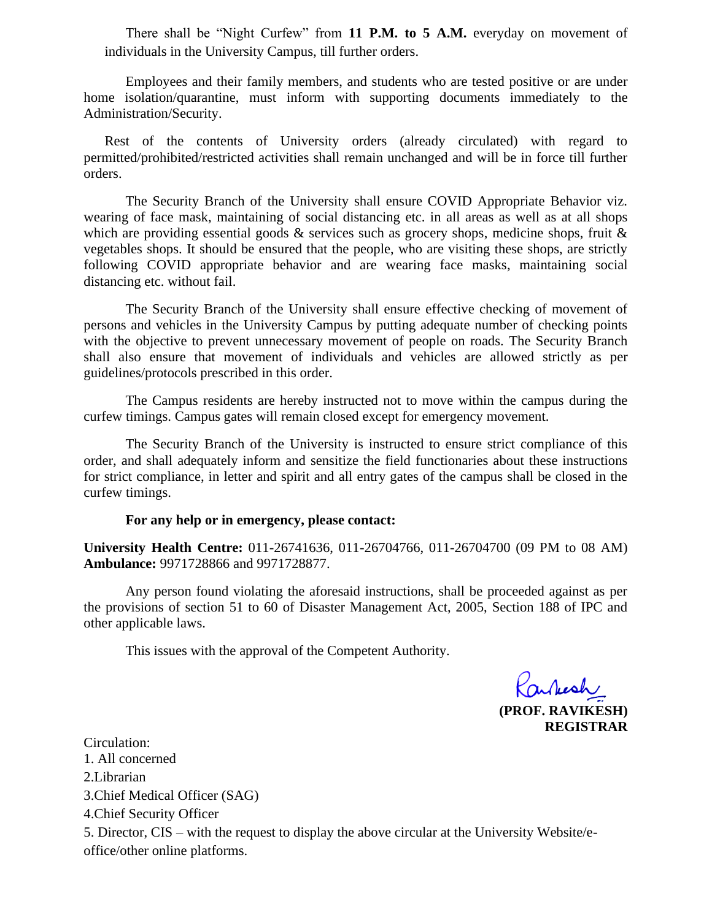There shall be "Night Curfew" from **11 P.M. to 5 A.M.** everyday on movement of individuals in the University Campus, till further orders.

Employees and their family members, and students who are tested positive or are under home isolation/quarantine, must inform with supporting documents immediately to the Administration/Security.

Rest of the contents of University orders (already circulated) with regard to permitted/prohibited/restricted activities shall remain unchanged and will be in force till further orders.

The Security Branch of the University shall ensure COVID Appropriate Behavior viz. wearing of face mask, maintaining of social distancing etc. in all areas as well as at all shops which are providing essential goods & services such as grocery shops, medicine shops, fruit & vegetables shops. It should be ensured that the people, who are visiting these shops, are strictly following COVID appropriate behavior and are wearing face masks, maintaining social distancing etc. without fail.

The Security Branch of the University shall ensure effective checking of movement of persons and vehicles in the University Campus by putting adequate number of checking points with the objective to prevent unnecessary movement of people on roads. The Security Branch shall also ensure that movement of individuals and vehicles are allowed strictly as per guidelines/protocols prescribed in this order.

The Campus residents are hereby instructed not to move within the campus during the curfew timings. Campus gates will remain closed except for emergency movement.

The Security Branch of the University is instructed to ensure strict compliance of this order, and shall adequately inform and sensitize the field functionaries about these instructions for strict compliance, in letter and spirit and all entry gates of the campus shall be closed in the curfew timings.

**For any help or in emergency, please contact:**

**University Health Centre:** 011-26741636, 011-26704766, 011-26704700 (09 PM to 08 AM)
**Ambulance:** 9971728866 and 9971728877.

Any person found violating the aforesaid instructions, shall be proceeded against as per the provisions of section 51 to 60 of Disaster Management Act, 2005, Section 188 of IPC and other applicable laws.

This issues with the approval of the Competent Authority.

**(PROF. RAVIKESH)**
**REGISTRAR**

Circulation:
1. All concerned
2. Librarian
3. Chief Medical Officer (SAG)
4. Chief Security Officer
5. Director, CIS – with the request to display the above circular at the University Website/e-office/other online platforms.